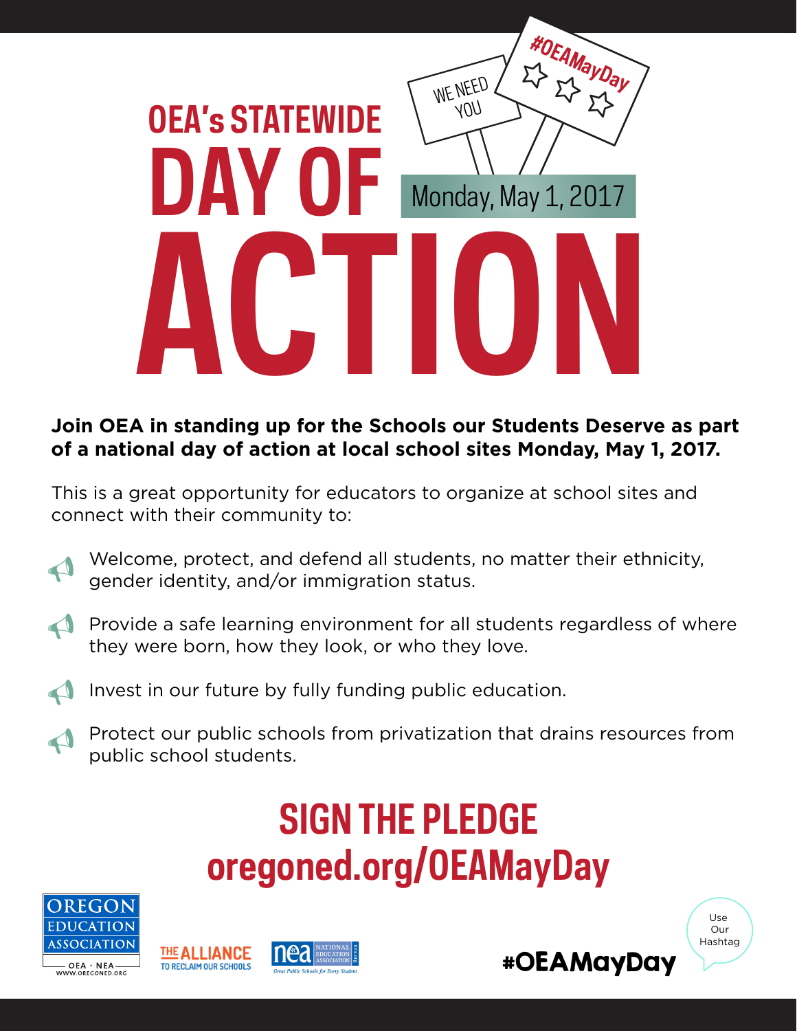# OEA's STATEWIDE DAY OF ACTION

WE NEED YOU

#OEAMayDay

Monday, May 1, 2017

**Join OEA in standing up for the Schools our Students Deserve as part of a national day of action at local school sites Monday, May 1, 2017.**

This is a great opportunity for educators to organize at school sites and connect with their community to:

- Welcome, protect, and defend all students, no matter their ethnicity, gender identity, and/or immigration status.
- Provide a safe learning environment for all students regardless of where they were born, how they look, or who they love.
- Invest in our future by fully funding public education.
- Protect our public schools from privatization that drains resources from public school students.

## SIGN THE PLEDGE
## oregoned.org/OEAMayDay

OREGON EDUCATION ASSOCIATION
OEA · NEA
WWW.OREGONED.ORG

THE ALLIANCE TO RECLAIM OUR SCHOOLS

nea NATIONAL EDUCATION ASSOCIATION
Great Public Schools for Every Student

Use Our Hashtag

#OEAMayDay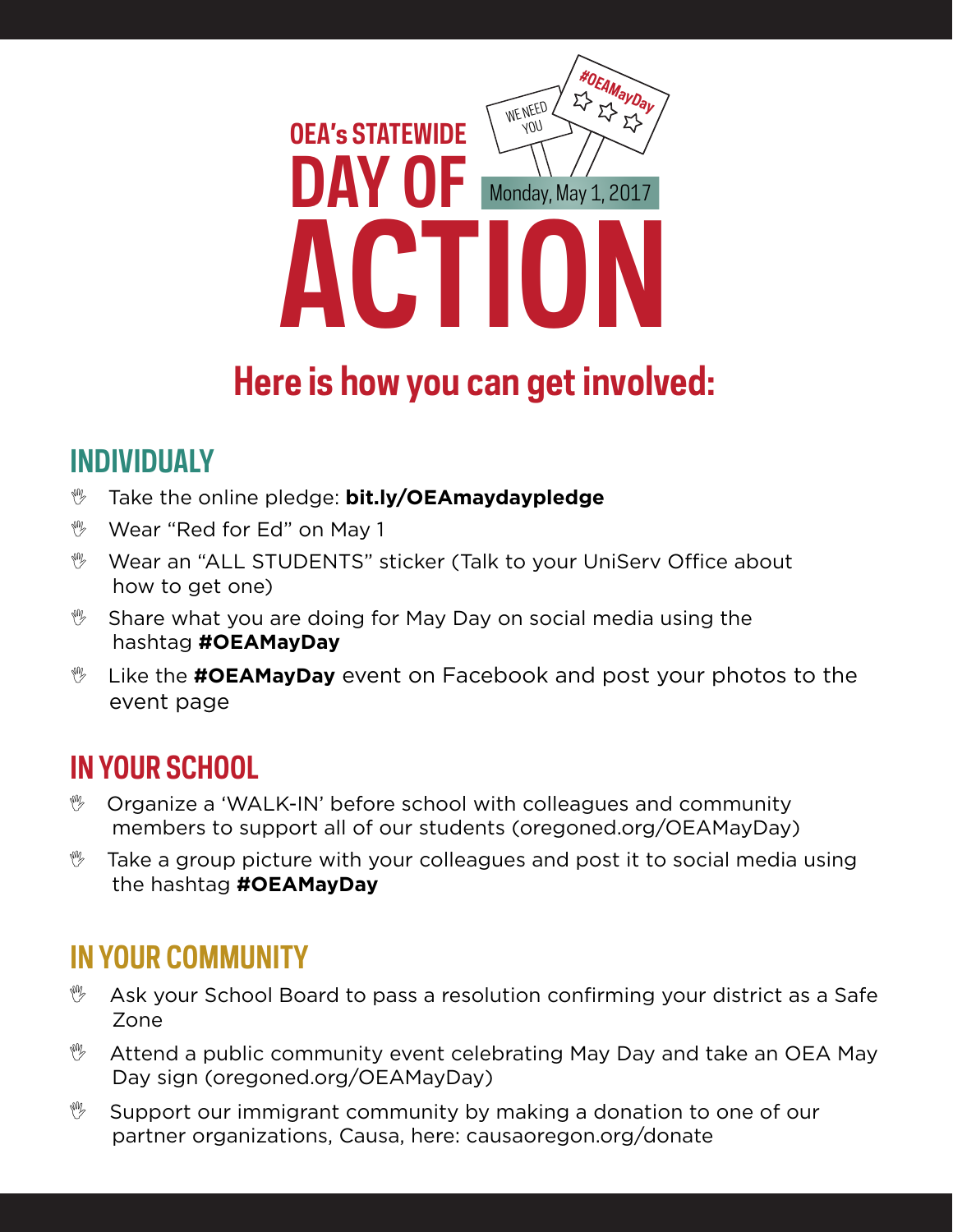# OEA's STATEWIDE DAY OF ACTION

WE NEED YOU

#OEAMayDay

Monday, May 1, 2017

## Here is how you can get involved:

### INDIVIDUALY

- Take the online pledge: **bit.ly/OEAmaydaypledge**
- Wear "Red for Ed" on May 1
- Wear an "ALL STUDENTS" sticker (Talk to your UniServ Office about how to get one)
- Share what you are doing for May Day on social media using the hashtag **#OEAMayDay**
- Like the **#OEAMayDay** event on Facebook and post your photos to the event page

### IN YOUR SCHOOL

- Organize a 'WALK-IN' before school with colleagues and community members to support all of our students (oregoned.org/OEAMayDay)
- Take a group picture with your colleagues and post it to social media using the hashtag **#OEAMayDay**

### IN YOUR COMMUNITY

- Ask your School Board to pass a resolution confirming your district as a Safe Zone
- Attend a public community event celebrating May Day and take an OEA May Day sign (oregoned.org/OEAMayDay)
- Support our immigrant community by making a donation to one of our partner organizations, Causa, here: causaoregon.org/donate